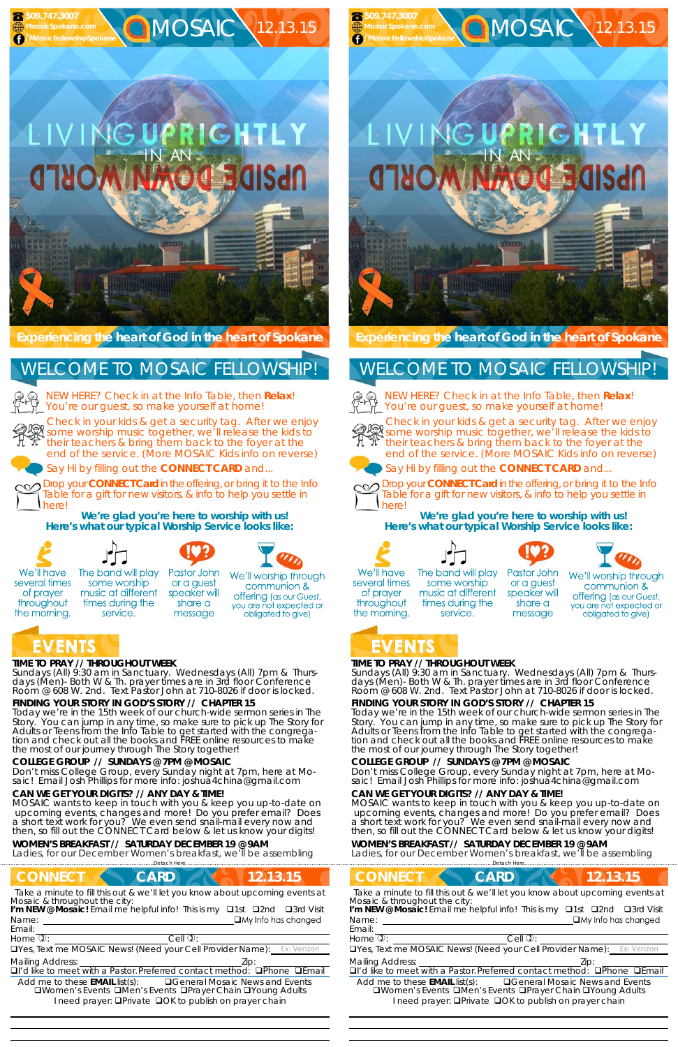509.747.3007
MosaicSpokane.com
/MosaicFellowshipSpokane

# MOSAIC 12.13.15

LIVING UPRIGHTLY IN AN UPSIDE DOWN WORLD

Experiencing the heart of God in the heart of Spokane

## WELCOME TO MOSAIC FELLOWSHIP!

NEW HERE? Check in at the Info Table, then **Relax**! You're our guest, so make yourself at home!

Check in your kids & get a security tag. After we enjoy some worship music together, we'll release the kids to their teachers & bring them back to the foyer at the end of the service. (More MOSAIC Kids info on reverse)

Say Hi by filling out the **CONNECTCARD** and...

Drop your **CONNECTCard** in the offering, or bring it to the Info Table for a gift for new visitors, & info to help you settle in here!

**We're glad you're here to worship with us!**
**Here's what our typical Worship Service looks like:**

We'll have several times of prayer throughout the morning. | The band will play some worship music at different times during the service. | Pastor John or a guest speaker will share a message | We'll worship through communion & offering (as our Guest, you are not expected or obligated to give)

## EVENTS

**TIME TO PRAY // THROUGHOUT WEEK**
Sundays (All) 9:30 am in Sanctuary. Wednesdays (All) 7pm & Thursdays (Men)- Both W & Th. prayer times are in 3rd floor Conference Room @ 608 W. 2nd. Text Pastor John at 710-8026 if door is locked.

**FINDING YOUR STORY IN GOD'S STORY // CHAPTER 15**
Today we're in the 15th week of our church-wide sermon series in The Story. You can jump in any time, so make sure to pick up The Story for Adults or Teens from the Info Table to get started with the congregation and check out all the books and FREE online resources to make the most of our journey through The Story together!

**COLLEGE GROUP // SUNDAYS @ 7PM @ MOSAIC**
Don't miss College Group, every Sunday night at 7pm, here at Mosaic! Email Josh Phillips for more info: joshua4china@gmail.com

**CAN WE GET YOUR DIGITS? // ANY DAY & TIME!**
MOSAIC wants to keep in touch with you & keep you up-to-date on upcoming events, changes and more! Do you prefer email? Does a short text work for you? We even send snail-mail every now and then, so fill out the CONNECTCard below & let us know your digits!

**WOMEN'S BREAKFAST // SATURDAY DECEMBER 19 @ 9AM**
Ladies, for our December Women's breakfast, we'll be assembling

Detach Here

## CONNECT CARD 12.13.15

Take a minute to fill this out & we'll let you know about upcoming events at Mosaic & throughout the city:

**I'm NEW @ Mosaic!** Email me helpful info! This is my ❑1st ❑2nd ❑3rd Visit

Name: ____________ ❑My Info has changed

Email: ____________

Home: ____________ Cell: ____________

❑Yes, Text me MOSAIC News! (Need your Cell Provider Name): Ex: Verizon

Mailing Address: ____________ Zip: ______

❑I'd like to meet with a Pastor. Preferred contact method: ❑Phone ❑Email

Add me to these **EMAIL** list(s): ❑General Mosaic News and Events ❑Women's Events ❑Men's Events ❑Prayer Chain ❑Young Adults

I need prayer: ❑Private ❑OK to publish on prayer chain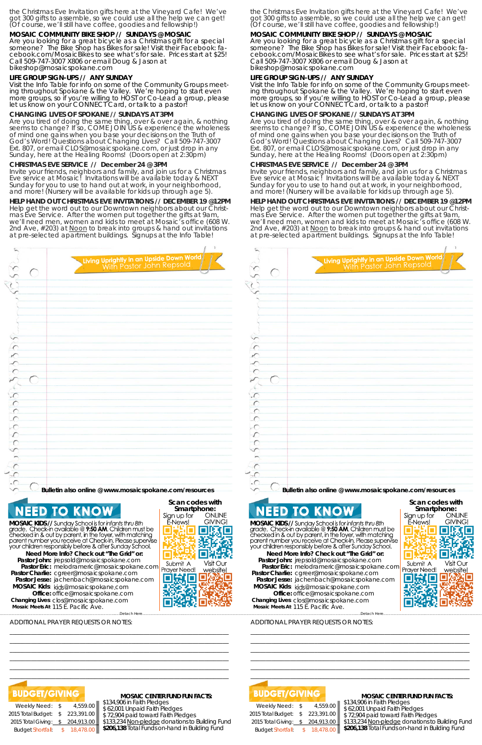the Christmas Eve Invitation gifts here at the Vineyard Cafe! We've got 300 gifts to assemble, so we could use all the help we can get! (Of course, we'll still have coffee, goodies and fellowship!)

**MOSAIC COMMUNITY BIKE SHOP // SUNDAYS @ MOSAIC**
Are you looking for a great bicycle as a Christmas gift for a special someone? The Bike Shop has Bikes for sale! Visit their Facebook: facebook.com/MosaicBikes to see what's for sale. Prices start at $25! Call 509-747-3007 X806 or email Doug & Jason at bikeshop@mosaicspokane.com

**LIFE GROUP SIGN-UPS // ANY SUNDAY**
Visit the Info Table for info on some of the Community Groups meeting throughout Spokane & the Valley. We're hoping to start even more groups, so if you're willing to HOST or Co-Lead a group, please let us know on your CONNECT Card, or talk to a pastor!

**CHANGING LIVES OF SPOKANE // SUNDAYS AT 3PM**
Are you tired of doing the same thing, over & over again, & nothing seems to change? If so, COME JOIN US & experience the wholeness of mind one gains when you base your decisions on the Truth of God's Word! Questions about Changing Lives? Call 509-747-3007 Ext. 807, or email CLOS@mosaicspokane.com, or just drop in any Sunday, here at the Healing Rooms! (Doors open at 2:30pm)

**CHRISTMAS EVE SERVICE // December 24 @ 3PM**
Invite your friends, neighbors and family, and join us for a Christmas Eve service at Mosaic! Invitations will be available today & NEXT Sunday for you to use to hand out at work, in your neighborhood, and more! (Nursery will be available for kids up through age 5).

**HELP HAND OUT CHRISTMAS EVE INVITATIONS // DECEMBER 19 @12PM**
Help get the word out to our Downtown neighbors about our Christmas Eve Service. After the women put together the gifts at 9am, we'll need men, women and kids to meet at Mosaic's office (608 W. 2nd Ave, #203) at Noon to break into groups & hand out invitations at pre-selected apartment buildings. Signups at the Info Table!

Living Uprightly in an Upside Down World
With Pastor John Repsold

**Bulletin also online @www.mosaicspokane.com/resources**

## NEED TO KNOW

**MOSAIC KIDS //** Sunday School is for *infants thru 8th grade*. Check-in available @ **9:50 AM**. Children must be checked in & out by parent, in the foyer, with matching parent number you receive at Check-In. Please supervise your children responsibly before & after Sunday School.

**Need More Info? Check out "The Grid" or:**
**Pastor John:** jrepsold@mosaicspokane.com
**Pastor Eric:** melodrameric@mosaicspokane.com
**Pastor Charlie:** cgreer@mosaicspokane.com
**Pastor Jesse:** jachenbach@mosaicspokane.com
**MOSAIC Kids:** kids@mosaicspokane.com
**Office:** office@mosaicspokane.com
**Changing Lives:** clos@mosaicspokane.com
**Mosaic Meets At** 115 E. Pacific Ave.

**Scan codes with Smartphone:**
Sign up for E-News! | ONLINE GIVING! | Submit A Prayer Need! | Visit Our website!

Detach Here

ADDITIONAL PRAYER REQUESTS OR NOTES:

## BUDGET/GIVING

| | | |
|---|---|---|
| Weekly Need: | $ | 4,559.00 |
| 2015 Total Budget: | $ | 223,391.00 |
| 2015 Total Giving: | $ | 204,913.00 |
| Budget Shortfall: | $ | 18,478.00 |

**MOSAIC CENTER FUND FUN FACTS:**
$134,906 in Faith Pledges
$ 62,001 Unpaid Faith Pledges
$ 72,904 paid toward Faith Pledges
$133,234 Non-pledge donations to Building Fund
**$206,138** Total Funds on-hand in Building Fund

---

the Christmas Eve Invitation gifts here at the Vineyard Cafe! We've got 300 gifts to assemble, so we could use all the help we can get! (Of course, we'll still have coffee, goodies and fellowship!)

**MOSAIC COMMUNITY BIKE SHOP // SUNDAYS @ MOSAIC**
Are you looking for a great bicycle as a Christmas gift for a special someone? The Bike Shop has Bikes for sale! Visit their Facebook: facebook.com/MosaicBikes to see what's for sale. Prices start at $25! Call 509-747-3007 X806 or email Doug & Jason at bikeshop@mosaicspokane.com

**LIFE GROUP SIGN-UPS // ANY SUNDAY**
Visit the Info Table for info on some of the Community Groups meeting throughout Spokane & the Valley. We're hoping to start even more groups, so if you're willing to HOST or Co-Lead a group, please let us know on your CONNECT Card, or talk to a pastor!

**CHANGING LIVES OF SPOKANE // SUNDAYS AT 3PM**
Are you tired of doing the same thing, over & over again, & nothing seems to change? If so, COME JOIN US & experience the wholeness of mind one gains when you base your decisions on the Truth of God's Word! Questions about Changing Lives? Call 509-747-3007 Ext. 807, or email CLOS@mosaicspokane.com, or just drop in any Sunday, here at the Healing Rooms! (Doors open at 2:30pm)

**CHRISTMAS EVE SERVICE // December 24 @ 3PM**
Invite your friends, neighbors and family, and join us for a Christmas Eve service at Mosaic! Invitations will be available today & NEXT Sunday for you to use to hand out at work, in your neighborhood, and more! (Nursery will be available for kids up through age 5).

**HELP HAND OUT CHRISTMAS EVE INVITATIONS // DECEMBER 19 @12PM**
Help get the word out to our Downtown neighbors about our Christmas Eve Service. After the women put together the gifts at 9am, we'll need men, women and kids to meet at Mosaic's office (608 W. 2nd Ave, #203) at Noon to break into groups & hand out invitations at pre-selected apartment buildings. Signups at the Info Table!

Living Uprightly in an Upside Down World
With Pastor John Repsold

**Bulletin also online @www.mosaicspokane.com/resources**

## NEED TO KNOW

**MOSAIC KIDS //** Sunday School is for *infants thru 8th grade*. Check-in available @ **9:50 AM**. Children must be checked in & out by parent, in the foyer, with matching parent number you receive at Check-In. Please supervise your children responsibly before & after Sunday School.

**Need More Info? Check out "The Grid" or:**
**Pastor John:** jrepsold@mosaicspokane.com
**Pastor Eric:** melodrameric@mosaicspokane.com
**Pastor Charlie:** cgreer@mosaicspokane.com
**Pastor Jesse:** jachenbach@mosaicspokane.com
**MOSAIC Kids:** kids@mosaicspokane.com
**Office:** office@mosaicspokane.com
**Changing Lives:** clos@mosaicspokane.com
**Mosaic Meets At** 115 E. Pacific Ave.

**Scan codes with Smartphone:**
Sign up for E-News! | ONLINE GIVING! | Submit A Prayer Need! | Visit Our website!

Detach Here

ADDITIONAL PRAYER REQUESTS OR NOTES:

## BUDGET/GIVING

| | | |
|---|---|---|
| Weekly Need: | $ | 4,559.00 |
| 2015 Total Budget: | $ | 223,391.00 |
| 2015 Total Giving: | $ | 204,913.00 |
| Budget Shortfall: | $ | 18,478.00 |

**MOSAIC CENTER FUND FUN FACTS:**
$134,906 in Faith Pledges
$ 62,001 Unpaid Faith Pledges
$ 72,904 paid toward Faith Pledges
$133,234 Non-pledge donations to Building Fund
**$206,138** Total Funds on-hand in Building Fund